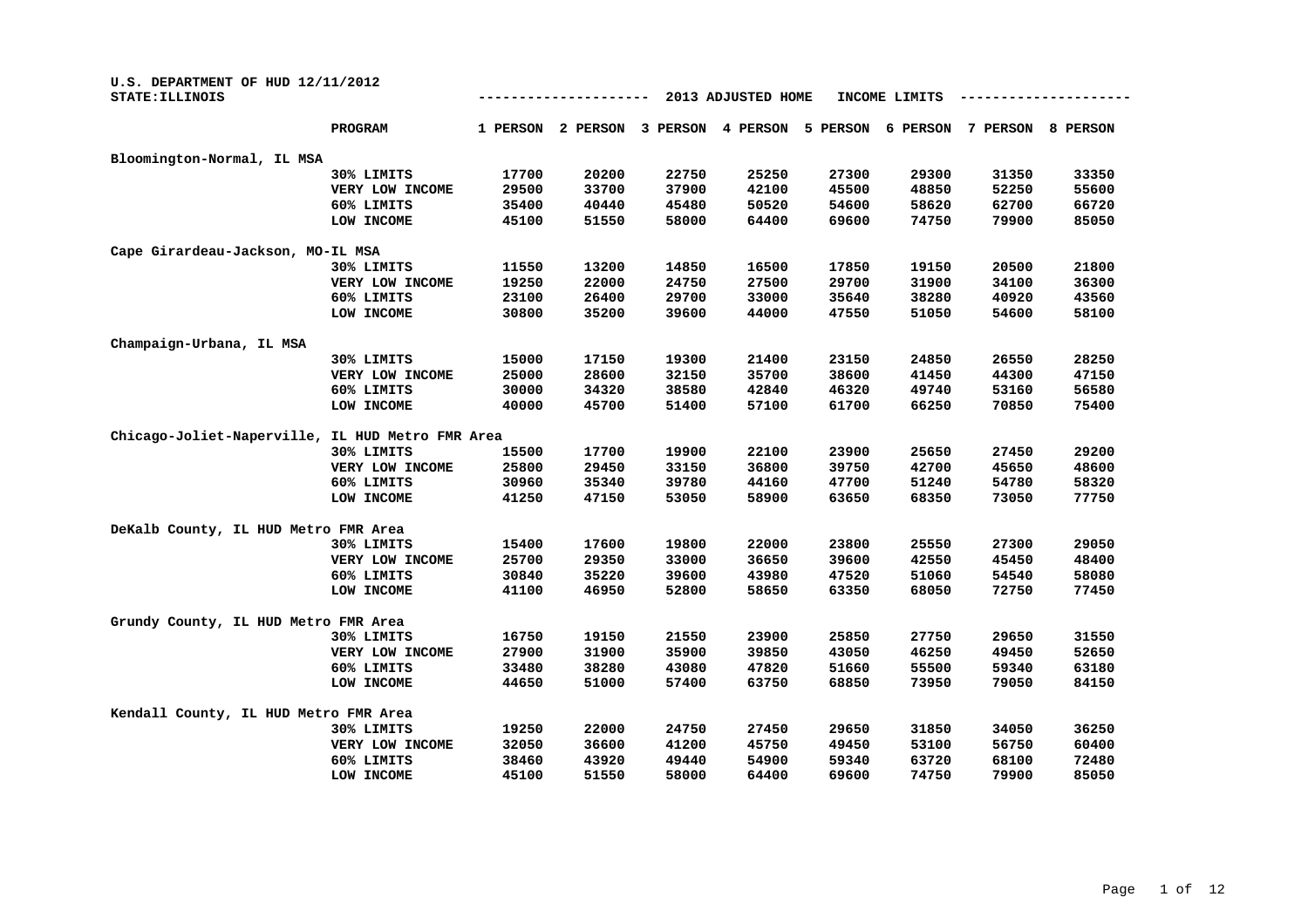U.S. DEPARTMENT OF HUD 12/11/2012

STATE:ILLINOIS

## 2013 ADJUSTED HOME INCOME LIMITS

| | PROGRAM | 1 PERSON | 2 PERSON | 3 PERSON | 4 PERSON | 5 PERSON | 6 PERSON | 7 PERSON | 8 PERSON |
|---|---|---|---|---|---|---|---|---|---|
| **Bloomington-Normal, IL MSA** | | | | | | | | | |
| | 30% LIMITS | 17700 | 20200 | 22750 | 25250 | 27300 | 29300 | 31350 | 33350 |
| | VERY LOW INCOME | 29500 | 33700 | 37900 | 42100 | 45500 | 48850 | 52250 | 55600 |
| | 60% LIMITS | 35400 | 40440 | 45480 | 50520 | 54600 | 58620 | 62700 | 66720 |
| | LOW INCOME | 45100 | 51550 | 58000 | 64400 | 69600 | 74750 | 79900 | 85050 |
| **Cape Girardeau-Jackson, MO-IL MSA** | | | | | | | | | |
| | 30% LIMITS | 11550 | 13200 | 14850 | 16500 | 17850 | 19150 | 20500 | 21800 |
| | VERY LOW INCOME | 19250 | 22000 | 24750 | 27500 | 29700 | 31900 | 34100 | 36300 |
| | 60% LIMITS | 23100 | 26400 | 29700 | 33000 | 35640 | 38280 | 40920 | 43560 |
| | LOW INCOME | 30800 | 35200 | 39600 | 44000 | 47550 | 51050 | 54600 | 58100 |
| **Champaign-Urbana, IL MSA** | | | | | | | | | |
| | 30% LIMITS | 15000 | 17150 | 19300 | 21400 | 23150 | 24850 | 26550 | 28250 |
| | VERY LOW INCOME | 25000 | 28600 | 32150 | 35700 | 38600 | 41450 | 44300 | 47150 |
| | 60% LIMITS | 30000 | 34320 | 38580 | 42840 | 46320 | 49740 | 53160 | 56580 |
| | LOW INCOME | 40000 | 45700 | 51400 | 57100 | 61700 | 66250 | 70850 | 75400 |
| **Chicago-Joliet-Naperville, IL HUD Metro FMR Area** | | | | | | | | | |
| | 30% LIMITS | 15500 | 17700 | 19900 | 22100 | 23900 | 25650 | 27450 | 29200 |
| | VERY LOW INCOME | 25800 | 29450 | 33150 | 36800 | 39750 | 42700 | 45650 | 48600 |
| | 60% LIMITS | 30960 | 35340 | 39780 | 44160 | 47700 | 51240 | 54780 | 58320 |
| | LOW INCOME | 41250 | 47150 | 53050 | 58900 | 63650 | 68350 | 73050 | 77750 |
| **DeKalb County, IL HUD Metro FMR Area** | | | | | | | | | |
| | 30% LIMITS | 15400 | 17600 | 19800 | 22000 | 23800 | 25550 | 27300 | 29050 |
| | VERY LOW INCOME | 25700 | 29350 | 33000 | 36650 | 39600 | 42550 | 45450 | 48400 |
| | 60% LIMITS | 30840 | 35220 | 39600 | 43980 | 47520 | 51060 | 54540 | 58080 |
| | LOW INCOME | 41100 | 46950 | 52800 | 58650 | 63350 | 68050 | 72750 | 77450 |
| **Grundy County, IL HUD Metro FMR Area** | | | | | | | | | |
| | 30% LIMITS | 16750 | 19150 | 21550 | 23900 | 25850 | 27750 | 29650 | 31550 |
| | VERY LOW INCOME | 27900 | 31900 | 35900 | 39850 | 43050 | 46250 | 49450 | 52650 |
| | 60% LIMITS | 33480 | 38280 | 43080 | 47820 | 51660 | 55500 | 59340 | 63180 |
| | LOW INCOME | 44650 | 51000 | 57400 | 63750 | 68850 | 73950 | 79050 | 84150 |
| **Kendall County, IL HUD Metro FMR Area** | | | | | | | | | |
| | 30% LIMITS | 19250 | 22000 | 24750 | 27450 | 29650 | 31850 | 34050 | 36250 |
| | VERY LOW INCOME | 32050 | 36600 | 41200 | 45750 | 49450 | 53100 | 56750 | 60400 |
| | 60% LIMITS | 38460 | 43920 | 49440 | 54900 | 59340 | 63720 | 68100 | 72480 |
| | LOW INCOME | 45100 | 51550 | 58000 | 64400 | 69600 | 74750 | 79900 | 85050 |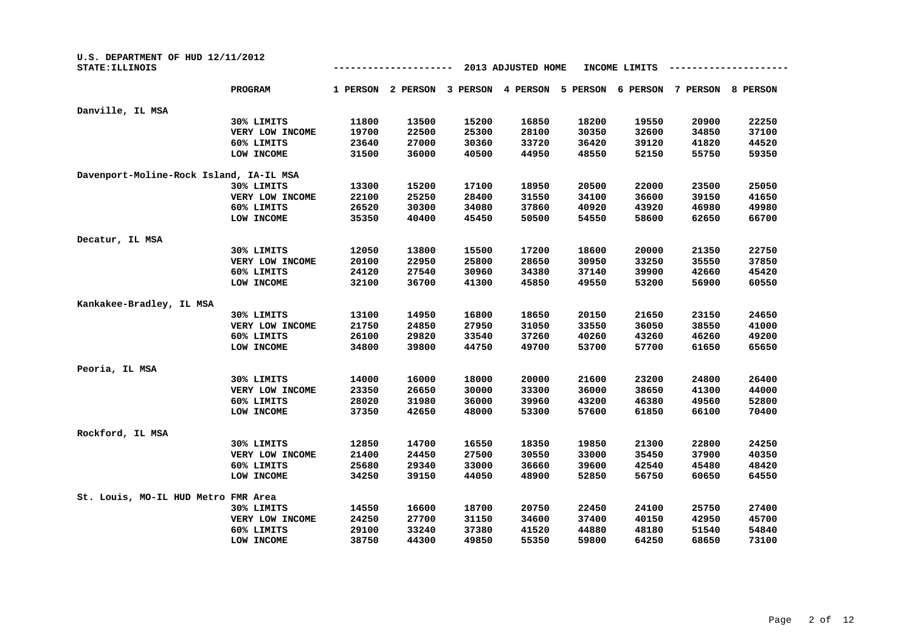U.S. DEPARTMENT OF HUD 12/11/2012
STATE:ILLINOIS

## 2013 ADJUSTED HOME INCOME LIMITS

| | PROGRAM | 1 PERSON | 2 PERSON | 3 PERSON | 4 PERSON | 5 PERSON | 6 PERSON | 7 PERSON | 8 PERSON |
|---|---|---|---|---|---|---|---|---|---|
| Danville, IL MSA | | | | | | | | | |
| | 30% LIMITS | 11800 | 13500 | 15200 | 16850 | 18200 | 19550 | 20900 | 22250 |
| | VERY LOW INCOME | 19700 | 22500 | 25300 | 28100 | 30350 | 32600 | 34850 | 37100 |
| | 60% LIMITS | 23640 | 27000 | 30360 | 33720 | 36420 | 39120 | 41820 | 44520 |
| | LOW INCOME | 31500 | 36000 | 40500 | 44950 | 48550 | 52150 | 55750 | 59350 |
| Davenport-Moline-Rock Island, IA-IL MSA | | | | | | | | | |
| | 30% LIMITS | 13300 | 15200 | 17100 | 18950 | 20500 | 22000 | 23500 | 25050 |
| | VERY LOW INCOME | 22100 | 25250 | 28400 | 31550 | 34100 | 36600 | 39150 | 41650 |
| | 60% LIMITS | 26520 | 30300 | 34080 | 37860 | 40920 | 43920 | 46980 | 49980 |
| | LOW INCOME | 35350 | 40400 | 45450 | 50500 | 54550 | 58600 | 62650 | 66700 |
| Decatur, IL MSA | | | | | | | | | |
| | 30% LIMITS | 12050 | 13800 | 15500 | 17200 | 18600 | 20000 | 21350 | 22750 |
| | VERY LOW INCOME | 20100 | 22950 | 25800 | 28650 | 30950 | 33250 | 35550 | 37850 |
| | 60% LIMITS | 24120 | 27540 | 30960 | 34380 | 37140 | 39900 | 42660 | 45420 |
| | LOW INCOME | 32100 | 36700 | 41300 | 45850 | 49550 | 53200 | 56900 | 60550 |
| Kankakee-Bradley, IL MSA | | | | | | | | | |
| | 30% LIMITS | 13100 | 14950 | 16800 | 18650 | 20150 | 21650 | 23150 | 24650 |
| | VERY LOW INCOME | 21750 | 24850 | 27950 | 31050 | 33550 | 36050 | 38550 | 41000 |
| | 60% LIMITS | 26100 | 29820 | 33540 | 37260 | 40260 | 43260 | 46260 | 49200 |
| | LOW INCOME | 34800 | 39800 | 44750 | 49700 | 53700 | 57700 | 61650 | 65650 |
| Peoria, IL MSA | | | | | | | | | |
| | 30% LIMITS | 14000 | 16000 | 18000 | 20000 | 21600 | 23200 | 24800 | 26400 |
| | VERY LOW INCOME | 23350 | 26650 | 30000 | 33300 | 36000 | 38650 | 41300 | 44000 |
| | 60% LIMITS | 28020 | 31980 | 36000 | 39960 | 43200 | 46380 | 49560 | 52800 |
| | LOW INCOME | 37350 | 42650 | 48000 | 53300 | 57600 | 61850 | 66100 | 70400 |
| Rockford, IL MSA | | | | | | | | | |
| | 30% LIMITS | 12850 | 14700 | 16550 | 18350 | 19850 | 21300 | 22800 | 24250 |
| | VERY LOW INCOME | 21400 | 24450 | 27500 | 30550 | 33000 | 35450 | 37900 | 40350 |
| | 60% LIMITS | 25680 | 29340 | 33000 | 36660 | 39600 | 42540 | 45480 | 48420 |
| | LOW INCOME | 34250 | 39150 | 44050 | 48900 | 52850 | 56750 | 60650 | 64550 |
| St. Louis, MO-IL HUD Metro FMR Area | | | | | | | | | |
| | 30% LIMITS | 14550 | 16600 | 18700 | 20750 | 22450 | 24100 | 25750 | 27400 |
| | VERY LOW INCOME | 24250 | 27700 | 31150 | 34600 | 37400 | 40150 | 42950 | 45700 |
| | 60% LIMITS | 29100 | 33240 | 37380 | 41520 | 44880 | 48180 | 51540 | 54840 |
| | LOW INCOME | 38750 | 44300 | 49850 | 55350 | 59800 | 64250 | 68650 | 73100 |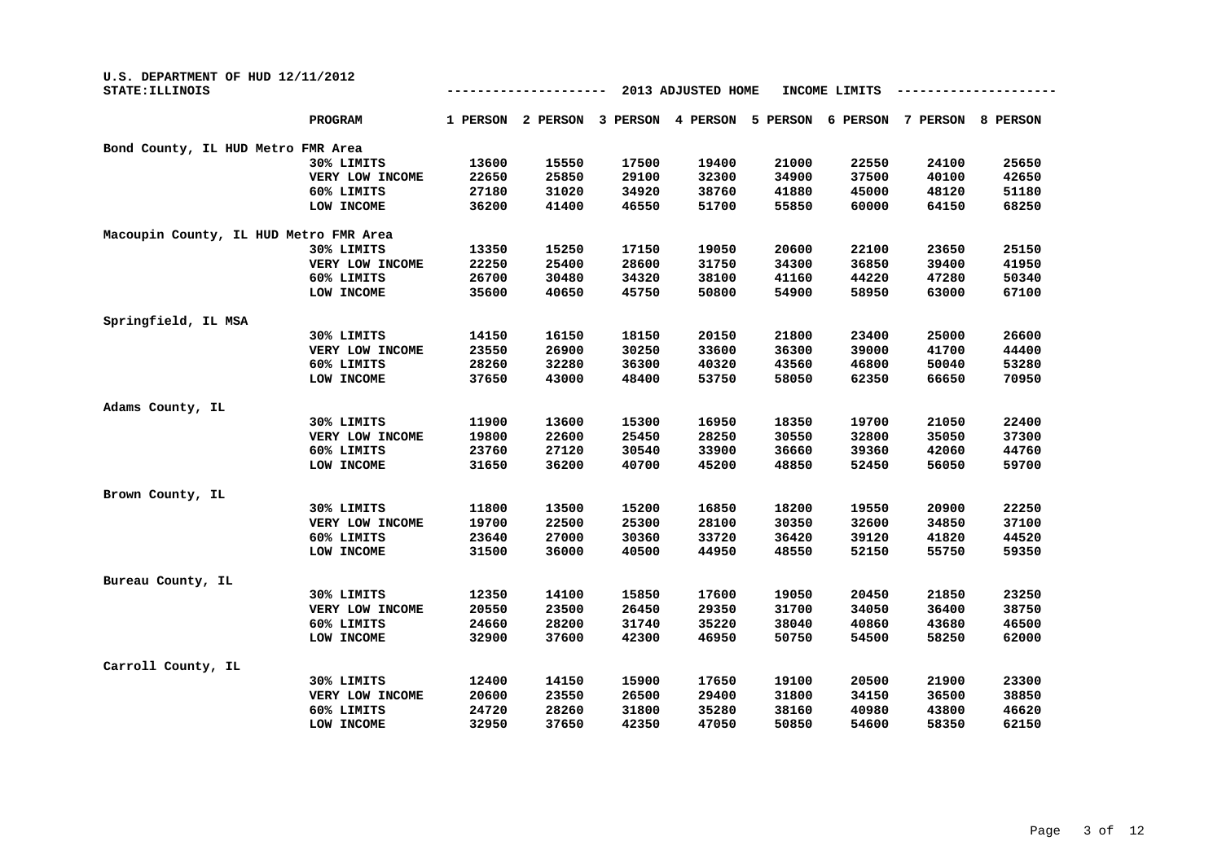U.S. DEPARTMENT OF HUD 12/11/2012
STATE:ILLINOIS

## 2013 ADJUSTED HOME INCOME LIMITS

| | PROGRAM | 1 PERSON | 2 PERSON | 3 PERSON | 4 PERSON | 5 PERSON | 6 PERSON | 7 PERSON | 8 PERSON |
|---|---|---|---|---|---|---|---|---|---|
| Bond County, IL HUD Metro FMR Area | | | | | | | | | |
| | 30% LIMITS | 13600 | 15550 | 17500 | 19400 | 21000 | 22550 | 24100 | 25650 |
| | VERY LOW INCOME | 22650 | 25850 | 29100 | 32300 | 34900 | 37500 | 40100 | 42650 |
| | 60% LIMITS | 27180 | 31020 | 34920 | 38760 | 41880 | 45000 | 48120 | 51180 |
| | LOW INCOME | 36200 | 41400 | 46550 | 51700 | 55850 | 60000 | 64150 | 68250 |
| Macoupin County, IL HUD Metro FMR Area | | | | | | | | | |
| | 30% LIMITS | 13350 | 15250 | 17150 | 19050 | 20600 | 22100 | 23650 | 25150 |
| | VERY LOW INCOME | 22250 | 25400 | 28600 | 31750 | 34300 | 36850 | 39400 | 41950 |
| | 60% LIMITS | 26700 | 30480 | 34320 | 38100 | 41160 | 44220 | 47280 | 50340 |
| | LOW INCOME | 35600 | 40650 | 45750 | 50800 | 54900 | 58950 | 63000 | 67100 |
| Springfield, IL MSA | | | | | | | | | |
| | 30% LIMITS | 14150 | 16150 | 18150 | 20150 | 21800 | 23400 | 25000 | 26600 |
| | VERY LOW INCOME | 23550 | 26900 | 30250 | 33600 | 36300 | 39000 | 41700 | 44400 |
| | 60% LIMITS | 28260 | 32280 | 36300 | 40320 | 43560 | 46800 | 50040 | 53280 |
| | LOW INCOME | 37650 | 43000 | 48400 | 53750 | 58050 | 62350 | 66650 | 70950 |
| Adams County, IL | | | | | | | | | |
| | 30% LIMITS | 11900 | 13600 | 15300 | 16950 | 18350 | 19700 | 21050 | 22400 |
| | VERY LOW INCOME | 19800 | 22600 | 25450 | 28250 | 30550 | 32800 | 35050 | 37300 |
| | 60% LIMITS | 23760 | 27120 | 30540 | 33900 | 36660 | 39360 | 42060 | 44760 |
| | LOW INCOME | 31650 | 36200 | 40700 | 45200 | 48850 | 52450 | 56050 | 59700 |
| Brown County, IL | | | | | | | | | |
| | 30% LIMITS | 11800 | 13500 | 15200 | 16850 | 18200 | 19550 | 20900 | 22250 |
| | VERY LOW INCOME | 19700 | 22500 | 25300 | 28100 | 30350 | 32600 | 34850 | 37100 |
| | 60% LIMITS | 23640 | 27000 | 30360 | 33720 | 36420 | 39120 | 41820 | 44520 |
| | LOW INCOME | 31500 | 36000 | 40500 | 44950 | 48550 | 52150 | 55750 | 59350 |
| Bureau County, IL | | | | | | | | | |
| | 30% LIMITS | 12350 | 14100 | 15850 | 17600 | 19050 | 20450 | 21850 | 23250 |
| | VERY LOW INCOME | 20550 | 23500 | 26450 | 29350 | 31700 | 34050 | 36400 | 38750 |
| | 60% LIMITS | 24660 | 28200 | 31740 | 35220 | 38040 | 40860 | 43680 | 46500 |
| | LOW INCOME | 32900 | 37600 | 42300 | 46950 | 50750 | 54500 | 58250 | 62000 |
| Carroll County, IL | | | | | | | | | |
| | 30% LIMITS | 12400 | 14150 | 15900 | 17650 | 19100 | 20500 | 21900 | 23300 |
| | VERY LOW INCOME | 20600 | 23550 | 26500 | 29400 | 31800 | 34150 | 36500 | 38850 |
| | 60% LIMITS | 24720 | 28260 | 31800 | 35280 | 38160 | 40980 | 43800 | 46620 |
| | LOW INCOME | 32950 | 37650 | 42350 | 47050 | 50850 | 54600 | 58350 | 62150 |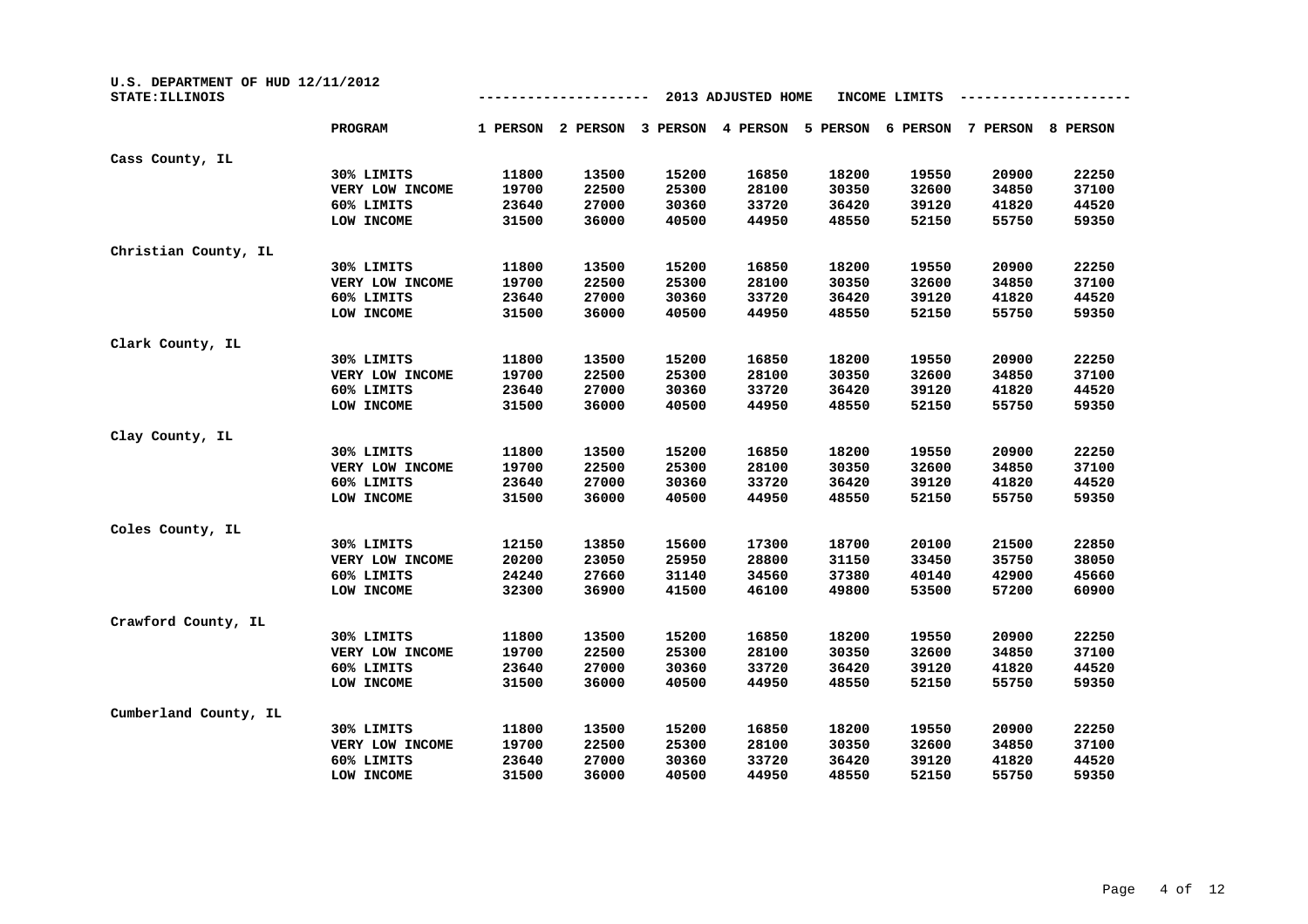U.S. DEPARTMENT OF HUD 12/11/2012
STATE:ILLINOIS

2013 ADJUSTED HOME INCOME LIMITS

| | PROGRAM | 1 PERSON | 2 PERSON | 3 PERSON | 4 PERSON | 5 PERSON | 6 PERSON | 7 PERSON | 8 PERSON |
|---|---|---|---|---|---|---|---|---|---|
| Cass County, IL | | | | | | | | | |
| | 30% LIMITS | 11800 | 13500 | 15200 | 16850 | 18200 | 19550 | 20900 | 22250 |
| | VERY LOW INCOME | 19700 | 22500 | 25300 | 28100 | 30350 | 32600 | 34850 | 37100 |
| | 60% LIMITS | 23640 | 27000 | 30360 | 33720 | 36420 | 39120 | 41820 | 44520 |
| | LOW INCOME | 31500 | 36000 | 40500 | 44950 | 48550 | 52150 | 55750 | 59350 |
| Christian County, IL | | | | | | | | | |
| | 30% LIMITS | 11800 | 13500 | 15200 | 16850 | 18200 | 19550 | 20900 | 22250 |
| | VERY LOW INCOME | 19700 | 22500 | 25300 | 28100 | 30350 | 32600 | 34850 | 37100 |
| | 60% LIMITS | 23640 | 27000 | 30360 | 33720 | 36420 | 39120 | 41820 | 44520 |
| | LOW INCOME | 31500 | 36000 | 40500 | 44950 | 48550 | 52150 | 55750 | 59350 |
| Clark County, IL | | | | | | | | | |
| | 30% LIMITS | 11800 | 13500 | 15200 | 16850 | 18200 | 19550 | 20900 | 22250 |
| | VERY LOW INCOME | 19700 | 22500 | 25300 | 28100 | 30350 | 32600 | 34850 | 37100 |
| | 60% LIMITS | 23640 | 27000 | 30360 | 33720 | 36420 | 39120 | 41820 | 44520 |
| | LOW INCOME | 31500 | 36000 | 40500 | 44950 | 48550 | 52150 | 55750 | 59350 |
| Clay County, IL | | | | | | | | | |
| | 30% LIMITS | 11800 | 13500 | 15200 | 16850 | 18200 | 19550 | 20900 | 22250 |
| | VERY LOW INCOME | 19700 | 22500 | 25300 | 28100 | 30350 | 32600 | 34850 | 37100 |
| | 60% LIMITS | 23640 | 27000 | 30360 | 33720 | 36420 | 39120 | 41820 | 44520 |
| | LOW INCOME | 31500 | 36000 | 40500 | 44950 | 48550 | 52150 | 55750 | 59350 |
| Coles County, IL | | | | | | | | | |
| | 30% LIMITS | 12150 | 13850 | 15600 | 17300 | 18700 | 20100 | 21500 | 22850 |
| | VERY LOW INCOME | 20200 | 23050 | 25950 | 28800 | 31150 | 33450 | 35750 | 38050 |
| | 60% LIMITS | 24240 | 27660 | 31140 | 34560 | 37380 | 40140 | 42900 | 45660 |
| | LOW INCOME | 32300 | 36900 | 41500 | 46100 | 49800 | 53500 | 57200 | 60900 |
| Crawford County, IL | | | | | | | | | |
| | 30% LIMITS | 11800 | 13500 | 15200 | 16850 | 18200 | 19550 | 20900 | 22250 |
| | VERY LOW INCOME | 19700 | 22500 | 25300 | 28100 | 30350 | 32600 | 34850 | 37100 |
| | 60% LIMITS | 23640 | 27000 | 30360 | 33720 | 36420 | 39120 | 41820 | 44520 |
| | LOW INCOME | 31500 | 36000 | 40500 | 44950 | 48550 | 52150 | 55750 | 59350 |
| Cumberland County, IL | | | | | | | | | |
| | 30% LIMITS | 11800 | 13500 | 15200 | 16850 | 18200 | 19550 | 20900 | 22250 |
| | VERY LOW INCOME | 19700 | 22500 | 25300 | 28100 | 30350 | 32600 | 34850 | 37100 |
| | 60% LIMITS | 23640 | 27000 | 30360 | 33720 | 36420 | 39120 | 41820 | 44520 |
| | LOW INCOME | 31500 | 36000 | 40500 | 44950 | 48550 | 52150 | 55750 | 59350 |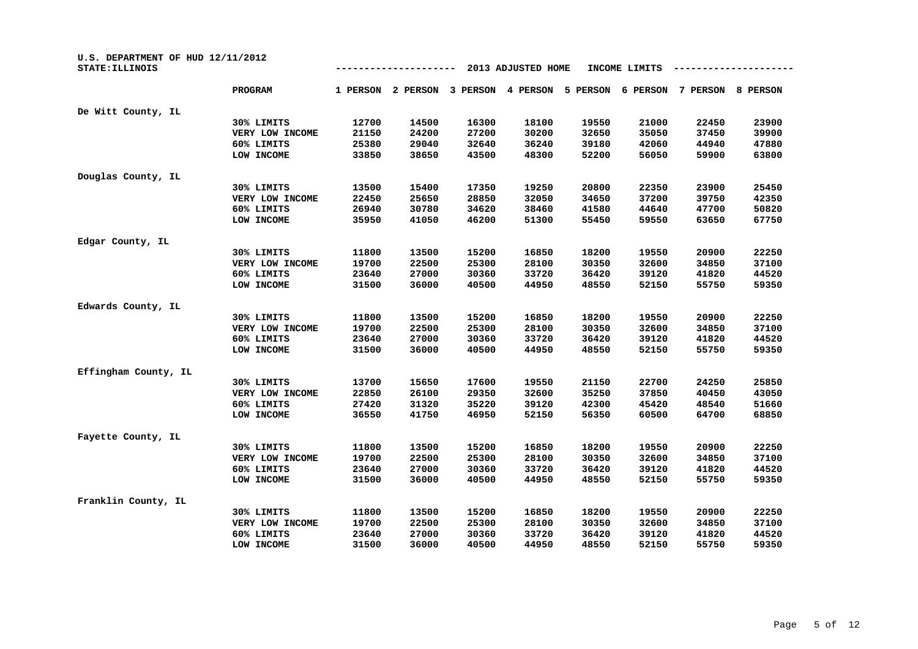U.S. DEPARTMENT OF HUD 12/11/2012
STATE:ILLINOIS

2013 ADJUSTED HOME INCOME LIMITS

| | PROGRAM | 1 PERSON | 2 PERSON | 3 PERSON | 4 PERSON | 5 PERSON | 6 PERSON | 7 PERSON | 8 PERSON |
|---|---|---|---|---|---|---|---|---|---|
| De Witt County, IL | | | | | | | | | |
| | 30% LIMITS | 12700 | 14500 | 16300 | 18100 | 19550 | 21000 | 22450 | 23900 |
| | VERY LOW INCOME | 21150 | 24200 | 27200 | 30200 | 32650 | 35050 | 37450 | 39900 |
| | 60% LIMITS | 25380 | 29040 | 32640 | 36240 | 39180 | 42060 | 44940 | 47880 |
| | LOW INCOME | 33850 | 38650 | 43500 | 48300 | 52200 | 56050 | 59900 | 63800 |
| Douglas County, IL | | | | | | | | | |
| | 30% LIMITS | 13500 | 15400 | 17350 | 19250 | 20800 | 22350 | 23900 | 25450 |
| | VERY LOW INCOME | 22450 | 25650 | 28850 | 32050 | 34650 | 37200 | 39750 | 42350 |
| | 60% LIMITS | 26940 | 30780 | 34620 | 38460 | 41580 | 44640 | 47700 | 50820 |
| | LOW INCOME | 35950 | 41050 | 46200 | 51300 | 55450 | 59550 | 63650 | 67750 |
| Edgar County, IL | | | | | | | | | |
| | 30% LIMITS | 11800 | 13500 | 15200 | 16850 | 18200 | 19550 | 20900 | 22250 |
| | VERY LOW INCOME | 19700 | 22500 | 25300 | 28100 | 30350 | 32600 | 34850 | 37100 |
| | 60% LIMITS | 23640 | 27000 | 30360 | 33720 | 36420 | 39120 | 41820 | 44520 |
| | LOW INCOME | 31500 | 36000 | 40500 | 44950 | 48550 | 52150 | 55750 | 59350 |
| Edwards County, IL | | | | | | | | | |
| | 30% LIMITS | 11800 | 13500 | 15200 | 16850 | 18200 | 19550 | 20900 | 22250 |
| | VERY LOW INCOME | 19700 | 22500 | 25300 | 28100 | 30350 | 32600 | 34850 | 37100 |
| | 60% LIMITS | 23640 | 27000 | 30360 | 33720 | 36420 | 39120 | 41820 | 44520 |
| | LOW INCOME | 31500 | 36000 | 40500 | 44950 | 48550 | 52150 | 55750 | 59350 |
| Effingham County, IL | | | | | | | | | |
| | 30% LIMITS | 13700 | 15650 | 17600 | 19550 | 21150 | 22700 | 24250 | 25850 |
| | VERY LOW INCOME | 22850 | 26100 | 29350 | 32600 | 35250 | 37850 | 40450 | 43050 |
| | 60% LIMITS | 27420 | 31320 | 35220 | 39120 | 42300 | 45420 | 48540 | 51660 |
| | LOW INCOME | 36550 | 41750 | 46950 | 52150 | 56350 | 60500 | 64700 | 68850 |
| Fayette County, IL | | | | | | | | | |
| | 30% LIMITS | 11800 | 13500 | 15200 | 16850 | 18200 | 19550 | 20900 | 22250 |
| | VERY LOW INCOME | 19700 | 22500 | 25300 | 28100 | 30350 | 32600 | 34850 | 37100 |
| | 60% LIMITS | 23640 | 27000 | 30360 | 33720 | 36420 | 39120 | 41820 | 44520 |
| | LOW INCOME | 31500 | 36000 | 40500 | 44950 | 48550 | 52150 | 55750 | 59350 |
| Franklin County, IL | | | | | | | | | |
| | 30% LIMITS | 11800 | 13500 | 15200 | 16850 | 18200 | 19550 | 20900 | 22250 |
| | VERY LOW INCOME | 19700 | 22500 | 25300 | 28100 | 30350 | 32600 | 34850 | 37100 |
| | 60% LIMITS | 23640 | 27000 | 30360 | 33720 | 36420 | 39120 | 41820 | 44520 |
| | LOW INCOME | 31500 | 36000 | 40500 | 44950 | 48550 | 52150 | 55750 | 59350 |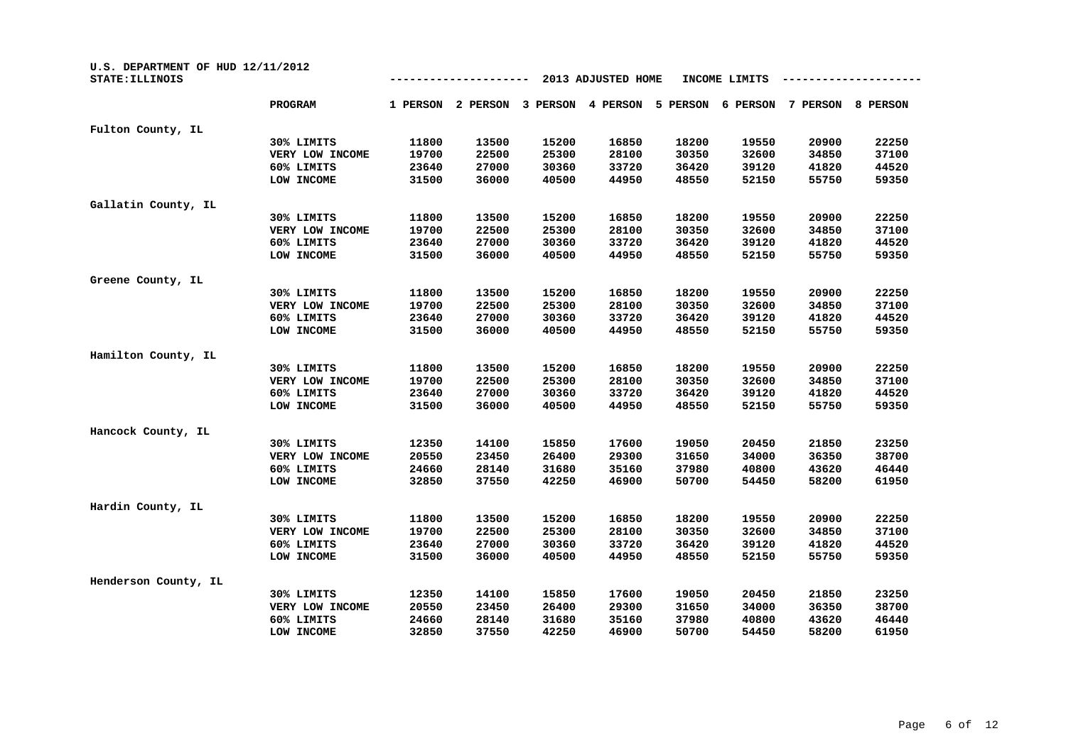U.S. DEPARTMENT OF HUD 12/11/2012
STATE:ILLINOIS

--------------------- 2013 ADJUSTED HOME INCOME LIMITS ---------------------

| | PROGRAM | 1 PERSON | 2 PERSON | 3 PERSON | 4 PERSON | 5 PERSON | 6 PERSON | 7 PERSON | 8 PERSON |
|---|---|---|---|---|---|---|---|---|---|
| Fulton County, IL | | | | | | | | | |
| | 30% LIMITS | 11800 | 13500 | 15200 | 16850 | 18200 | 19550 | 20900 | 22250 |
| | VERY LOW INCOME | 19700 | 22500 | 25300 | 28100 | 30350 | 32600 | 34850 | 37100 |
| | 60% LIMITS | 23640 | 27000 | 30360 | 33720 | 36420 | 39120 | 41820 | 44520 |
| | LOW INCOME | 31500 | 36000 | 40500 | 44950 | 48550 | 52150 | 55750 | 59350 |
| Gallatin County, IL | | | | | | | | | |
| | 30% LIMITS | 11800 | 13500 | 15200 | 16850 | 18200 | 19550 | 20900 | 22250 |
| | VERY LOW INCOME | 19700 | 22500 | 25300 | 28100 | 30350 | 32600 | 34850 | 37100 |
| | 60% LIMITS | 23640 | 27000 | 30360 | 33720 | 36420 | 39120 | 41820 | 44520 |
| | LOW INCOME | 31500 | 36000 | 40500 | 44950 | 48550 | 52150 | 55750 | 59350 |
| Greene County, IL | | | | | | | | | |
| | 30% LIMITS | 11800 | 13500 | 15200 | 16850 | 18200 | 19550 | 20900 | 22250 |
| | VERY LOW INCOME | 19700 | 22500 | 25300 | 28100 | 30350 | 32600 | 34850 | 37100 |
| | 60% LIMITS | 23640 | 27000 | 30360 | 33720 | 36420 | 39120 | 41820 | 44520 |
| | LOW INCOME | 31500 | 36000 | 40500 | 44950 | 48550 | 52150 | 55750 | 59350 |
| Hamilton County, IL | | | | | | | | | |
| | 30% LIMITS | 11800 | 13500 | 15200 | 16850 | 18200 | 19550 | 20900 | 22250 |
| | VERY LOW INCOME | 19700 | 22500 | 25300 | 28100 | 30350 | 32600 | 34850 | 37100 |
| | 60% LIMITS | 23640 | 27000 | 30360 | 33720 | 36420 | 39120 | 41820 | 44520 |
| | LOW INCOME | 31500 | 36000 | 40500 | 44950 | 48550 | 52150 | 55750 | 59350 |
| Hancock County, IL | | | | | | | | | |
| | 30% LIMITS | 12350 | 14100 | 15850 | 17600 | 19050 | 20450 | 21850 | 23250 |
| | VERY LOW INCOME | 20550 | 23450 | 26400 | 29300 | 31650 | 34000 | 36350 | 38700 |
| | 60% LIMITS | 24660 | 28140 | 31680 | 35160 | 37980 | 40800 | 43620 | 46440 |
| | LOW INCOME | 32850 | 37550 | 42250 | 46900 | 50700 | 54450 | 58200 | 61950 |
| Hardin County, IL | | | | | | | | | |
| | 30% LIMITS | 11800 | 13500 | 15200 | 16850 | 18200 | 19550 | 20900 | 22250 |
| | VERY LOW INCOME | 19700 | 22500 | 25300 | 28100 | 30350 | 32600 | 34850 | 37100 |
| | 60% LIMITS | 23640 | 27000 | 30360 | 33720 | 36420 | 39120 | 41820 | 44520 |
| | LOW INCOME | 31500 | 36000 | 40500 | 44950 | 48550 | 52150 | 55750 | 59350 |
| Henderson County, IL | | | | | | | | | |
| | 30% LIMITS | 12350 | 14100 | 15850 | 17600 | 19050 | 20450 | 21850 | 23250 |
| | VERY LOW INCOME | 20550 | 23450 | 26400 | 29300 | 31650 | 34000 | 36350 | 38700 |
| | 60% LIMITS | 24660 | 28140 | 31680 | 35160 | 37980 | 40800 | 43620 | 46440 |
| | LOW INCOME | 32850 | 37550 | 42250 | 46900 | 50700 | 54450 | 58200 | 61950 |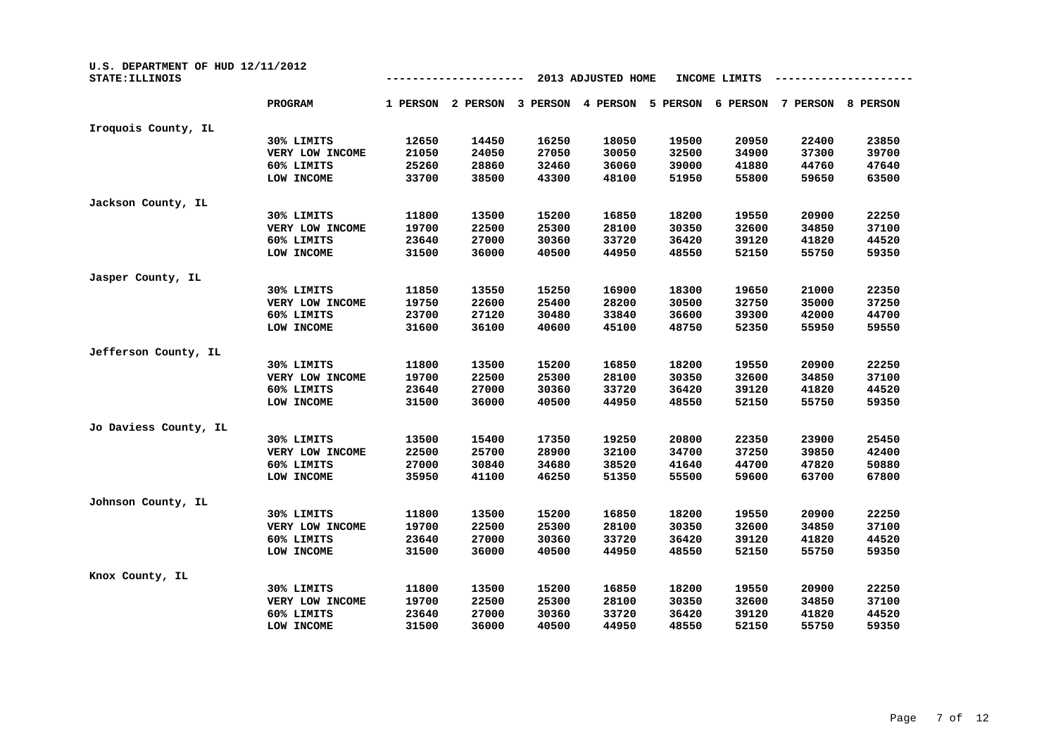U.S. DEPARTMENT OF HUD 12/11/2012
STATE:ILLINOIS

2013 ADJUSTED HOME INCOME LIMITS

| | PROGRAM | 1 PERSON | 2 PERSON | 3 PERSON | 4 PERSON | 5 PERSON | 6 PERSON | 7 PERSON | 8 PERSON |
|---|---|---|---|---|---|---|---|---|---|
| Iroquois County, IL | | | | | | | | | |
| | 30% LIMITS | 12650 | 14450 | 16250 | 18050 | 19500 | 20950 | 22400 | 23850 |
| | VERY LOW INCOME | 21050 | 24050 | 27050 | 30050 | 32500 | 34900 | 37300 | 39700 |
| | 60% LIMITS | 25260 | 28860 | 32460 | 36060 | 39000 | 41880 | 44760 | 47640 |
| | LOW INCOME | 33700 | 38500 | 43300 | 48100 | 51950 | 55800 | 59650 | 63500 |
| Jackson County, IL | | | | | | | | | |
| | 30% LIMITS | 11800 | 13500 | 15200 | 16850 | 18200 | 19550 | 20900 | 22250 |
| | VERY LOW INCOME | 19700 | 22500 | 25300 | 28100 | 30350 | 32600 | 34850 | 37100 |
| | 60% LIMITS | 23640 | 27000 | 30360 | 33720 | 36420 | 39120 | 41820 | 44520 |
| | LOW INCOME | 31500 | 36000 | 40500 | 44950 | 48550 | 52150 | 55750 | 59350 |
| Jasper County, IL | | | | | | | | | |
| | 30% LIMITS | 11850 | 13550 | 15250 | 16900 | 18300 | 19650 | 21000 | 22350 |
| | VERY LOW INCOME | 19750 | 22600 | 25400 | 28200 | 30500 | 32750 | 35000 | 37250 |
| | 60% LIMITS | 23700 | 27120 | 30480 | 33840 | 36600 | 39300 | 42000 | 44700 |
| | LOW INCOME | 31600 | 36100 | 40600 | 45100 | 48750 | 52350 | 55950 | 59550 |
| Jefferson County, IL | | | | | | | | | |
| | 30% LIMITS | 11800 | 13500 | 15200 | 16850 | 18200 | 19550 | 20900 | 22250 |
| | VERY LOW INCOME | 19700 | 22500 | 25300 | 28100 | 30350 | 32600 | 34850 | 37100 |
| | 60% LIMITS | 23640 | 27000 | 30360 | 33720 | 36420 | 39120 | 41820 | 44520 |
| | LOW INCOME | 31500 | 36000 | 40500 | 44950 | 48550 | 52150 | 55750 | 59350 |
| Jo Daviess County, IL | | | | | | | | | |
| | 30% LIMITS | 13500 | 15400 | 17350 | 19250 | 20800 | 22350 | 23900 | 25450 |
| | VERY LOW INCOME | 22500 | 25700 | 28900 | 32100 | 34700 | 37250 | 39850 | 42400 |
| | 60% LIMITS | 27000 | 30840 | 34680 | 38520 | 41640 | 44700 | 47820 | 50880 |
| | LOW INCOME | 35950 | 41100 | 46250 | 51350 | 55500 | 59600 | 63700 | 67800 |
| Johnson County, IL | | | | | | | | | |
| | 30% LIMITS | 11800 | 13500 | 15200 | 16850 | 18200 | 19550 | 20900 | 22250 |
| | VERY LOW INCOME | 19700 | 22500 | 25300 | 28100 | 30350 | 32600 | 34850 | 37100 |
| | 60% LIMITS | 23640 | 27000 | 30360 | 33720 | 36420 | 39120 | 41820 | 44520 |
| | LOW INCOME | 31500 | 36000 | 40500 | 44950 | 48550 | 52150 | 55750 | 59350 |
| Knox County, IL | | | | | | | | | |
| | 30% LIMITS | 11800 | 13500 | 15200 | 16850 | 18200 | 19550 | 20900 | 22250 |
| | VERY LOW INCOME | 19700 | 22500 | 25300 | 28100 | 30350 | 32600 | 34850 | 37100 |
| | 60% LIMITS | 23640 | 27000 | 30360 | 33720 | 36420 | 39120 | 41820 | 44520 |
| | LOW INCOME | 31500 | 36000 | 40500 | 44950 | 48550 | 52150 | 55750 | 59350 |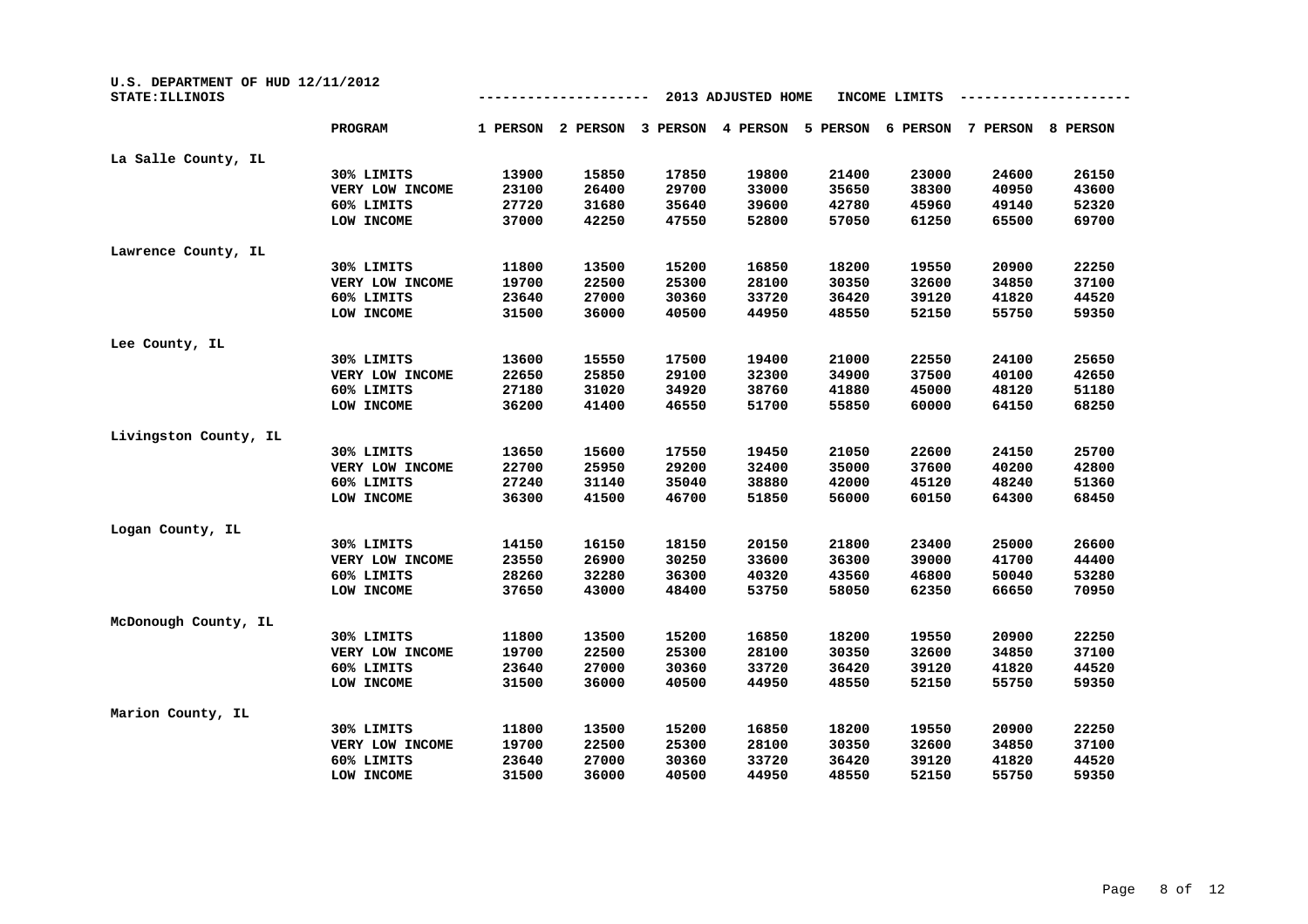U.S. DEPARTMENT OF HUD 12/11/2012
STATE:ILLINOIS

--------------------- 2013 ADJUSTED HOME INCOME LIMITS ---------------------

| | PROGRAM | 1 PERSON | 2 PERSON | 3 PERSON | 4 PERSON | 5 PERSON | 6 PERSON | 7 PERSON | 8 PERSON |
|---|---|---|---|---|---|---|---|---|---|
| La Salle County, IL | | | | | | | | | |
| | 30% LIMITS | 13900 | 15850 | 17850 | 19800 | 21400 | 23000 | 24600 | 26150 |
| | VERY LOW INCOME | 23100 | 26400 | 29700 | 33000 | 35650 | 38300 | 40950 | 43600 |
| | 60% LIMITS | 27720 | 31680 | 35640 | 39600 | 42780 | 45960 | 49140 | 52320 |
| | LOW INCOME | 37000 | 42250 | 47550 | 52800 | 57050 | 61250 | 65500 | 69700 |
| Lawrence County, IL | | | | | | | | | |
| | 30% LIMITS | 11800 | 13500 | 15200 | 16850 | 18200 | 19550 | 20900 | 22250 |
| | VERY LOW INCOME | 19700 | 22500 | 25300 | 28100 | 30350 | 32600 | 34850 | 37100 |
| | 60% LIMITS | 23640 | 27000 | 30360 | 33720 | 36420 | 39120 | 41820 | 44520 |
| | LOW INCOME | 31500 | 36000 | 40500 | 44950 | 48550 | 52150 | 55750 | 59350 |
| Lee County, IL | | | | | | | | | |
| | 30% LIMITS | 13600 | 15550 | 17500 | 19400 | 21000 | 22550 | 24100 | 25650 |
| | VERY LOW INCOME | 22650 | 25850 | 29100 | 32300 | 34900 | 37500 | 40100 | 42650 |
| | 60% LIMITS | 27180 | 31020 | 34920 | 38760 | 41880 | 45000 | 48120 | 51180 |
| | LOW INCOME | 36200 | 41400 | 46550 | 51700 | 55850 | 60000 | 64150 | 68250 |
| Livingston County, IL | | | | | | | | | |
| | 30% LIMITS | 13650 | 15600 | 17550 | 19450 | 21050 | 22600 | 24150 | 25700 |
| | VERY LOW INCOME | 22700 | 25950 | 29200 | 32400 | 35000 | 37600 | 40200 | 42800 |
| | 60% LIMITS | 27240 | 31140 | 35040 | 38880 | 42000 | 45120 | 48240 | 51360 |
| | LOW INCOME | 36300 | 41500 | 46700 | 51850 | 56000 | 60150 | 64300 | 68450 |
| Logan County, IL | | | | | | | | | |
| | 30% LIMITS | 14150 | 16150 | 18150 | 20150 | 21800 | 23400 | 25000 | 26600 |
| | VERY LOW INCOME | 23550 | 26900 | 30250 | 33600 | 36300 | 39000 | 41700 | 44400 |
| | 60% LIMITS | 28260 | 32280 | 36300 | 40320 | 43560 | 46800 | 50040 | 53280 |
| | LOW INCOME | 37650 | 43000 | 48400 | 53750 | 58050 | 62350 | 66650 | 70950 |
| McDonough County, IL | | | | | | | | | |
| | 30% LIMITS | 11800 | 13500 | 15200 | 16850 | 18200 | 19550 | 20900 | 22250 |
| | VERY LOW INCOME | 19700 | 22500 | 25300 | 28100 | 30350 | 32600 | 34850 | 37100 |
| | 60% LIMITS | 23640 | 27000 | 30360 | 33720 | 36420 | 39120 | 41820 | 44520 |
| | LOW INCOME | 31500 | 36000 | 40500 | 44950 | 48550 | 52150 | 55750 | 59350 |
| Marion County, IL | | | | | | | | | |
| | 30% LIMITS | 11800 | 13500 | 15200 | 16850 | 18200 | 19550 | 20900 | 22250 |
| | VERY LOW INCOME | 19700 | 22500 | 25300 | 28100 | 30350 | 32600 | 34850 | 37100 |
| | 60% LIMITS | 23640 | 27000 | 30360 | 33720 | 36420 | 39120 | 41820 | 44520 |
| | LOW INCOME | 31500 | 36000 | 40500 | 44950 | 48550 | 52150 | 55750 | 59350 |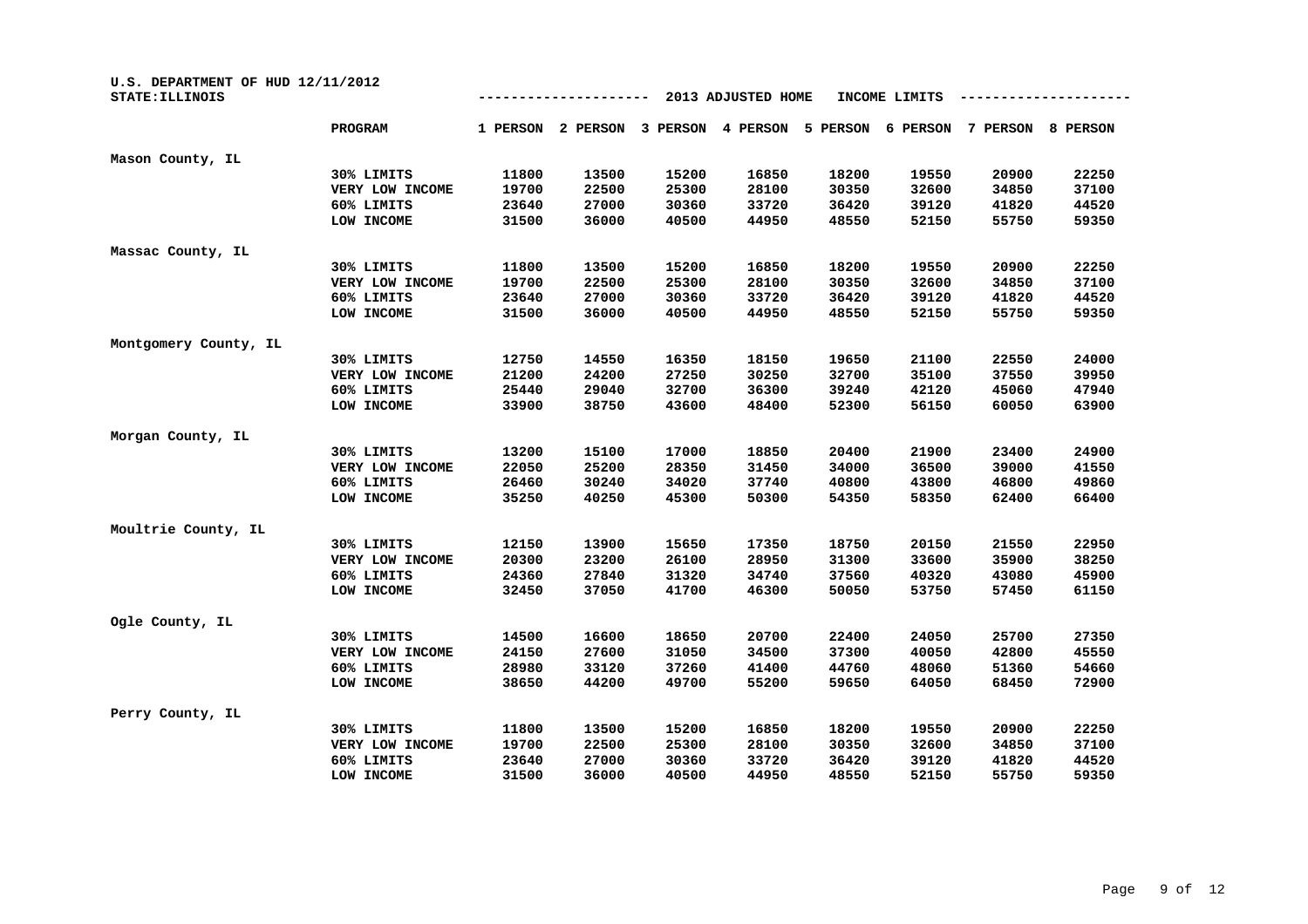U.S. DEPARTMENT OF HUD 12/11/2012
STATE:ILLINOIS

2013 ADJUSTED HOME INCOME LIMITS

| | PROGRAM | 1 PERSON | 2 PERSON | 3 PERSON | 4 PERSON | 5 PERSON | 6 PERSON | 7 PERSON | 8 PERSON |
|---|---|---|---|---|---|---|---|---|---|
| Mason County, IL | | | | | | | | | |
| | 30% LIMITS | 11800 | 13500 | 15200 | 16850 | 18200 | 19550 | 20900 | 22250 |
| | VERY LOW INCOME | 19700 | 22500 | 25300 | 28100 | 30350 | 32600 | 34850 | 37100 |
| | 60% LIMITS | 23640 | 27000 | 30360 | 33720 | 36420 | 39120 | 41820 | 44520 |
| | LOW INCOME | 31500 | 36000 | 40500 | 44950 | 48550 | 52150 | 55750 | 59350 |
| Massac County, IL | | | | | | | | | |
| | 30% LIMITS | 11800 | 13500 | 15200 | 16850 | 18200 | 19550 | 20900 | 22250 |
| | VERY LOW INCOME | 19700 | 22500 | 25300 | 28100 | 30350 | 32600 | 34850 | 37100 |
| | 60% LIMITS | 23640 | 27000 | 30360 | 33720 | 36420 | 39120 | 41820 | 44520 |
| | LOW INCOME | 31500 | 36000 | 40500 | 44950 | 48550 | 52150 | 55750 | 59350 |
| Montgomery County, IL | | | | | | | | | |
| | 30% LIMITS | 12750 | 14550 | 16350 | 18150 | 19650 | 21100 | 22550 | 24000 |
| | VERY LOW INCOME | 21200 | 24200 | 27250 | 30250 | 32700 | 35100 | 37550 | 39950 |
| | 60% LIMITS | 25440 | 29040 | 32700 | 36300 | 39240 | 42120 | 45060 | 47940 |
| | LOW INCOME | 33900 | 38750 | 43600 | 48400 | 52300 | 56150 | 60050 | 63900 |
| Morgan County, IL | | | | | | | | | |
| | 30% LIMITS | 13200 | 15100 | 17000 | 18850 | 20400 | 21900 | 23400 | 24900 |
| | VERY LOW INCOME | 22050 | 25200 | 28350 | 31450 | 34000 | 36500 | 39000 | 41550 |
| | 60% LIMITS | 26460 | 30240 | 34020 | 37740 | 40800 | 43800 | 46800 | 49860 |
| | LOW INCOME | 35250 | 40250 | 45300 | 50300 | 54350 | 58350 | 62400 | 66400 |
| Moultrie County, IL | | | | | | | | | |
| | 30% LIMITS | 12150 | 13900 | 15650 | 17350 | 18750 | 20150 | 21550 | 22950 |
| | VERY LOW INCOME | 20300 | 23200 | 26100 | 28950 | 31300 | 33600 | 35900 | 38250 |
| | 60% LIMITS | 24360 | 27840 | 31320 | 34740 | 37560 | 40320 | 43080 | 45900 |
| | LOW INCOME | 32450 | 37050 | 41700 | 46300 | 50050 | 53750 | 57450 | 61150 |
| Ogle County, IL | | | | | | | | | |
| | 30% LIMITS | 14500 | 16600 | 18650 | 20700 | 22400 | 24050 | 25700 | 27350 |
| | VERY LOW INCOME | 24150 | 27600 | 31050 | 34500 | 37300 | 40050 | 42800 | 45550 |
| | 60% LIMITS | 28980 | 33120 | 37260 | 41400 | 44760 | 48060 | 51360 | 54660 |
| | LOW INCOME | 38650 | 44200 | 49700 | 55200 | 59650 | 64050 | 68450 | 72900 |
| Perry County, IL | | | | | | | | | |
| | 30% LIMITS | 11800 | 13500 | 15200 | 16850 | 18200 | 19550 | 20900 | 22250 |
| | VERY LOW INCOME | 19700 | 22500 | 25300 | 28100 | 30350 | 32600 | 34850 | 37100 |
| | 60% LIMITS | 23640 | 27000 | 30360 | 33720 | 36420 | 39120 | 41820 | 44520 |
| | LOW INCOME | 31500 | 36000 | 40500 | 44950 | 48550 | 52150 | 55750 | 59350 |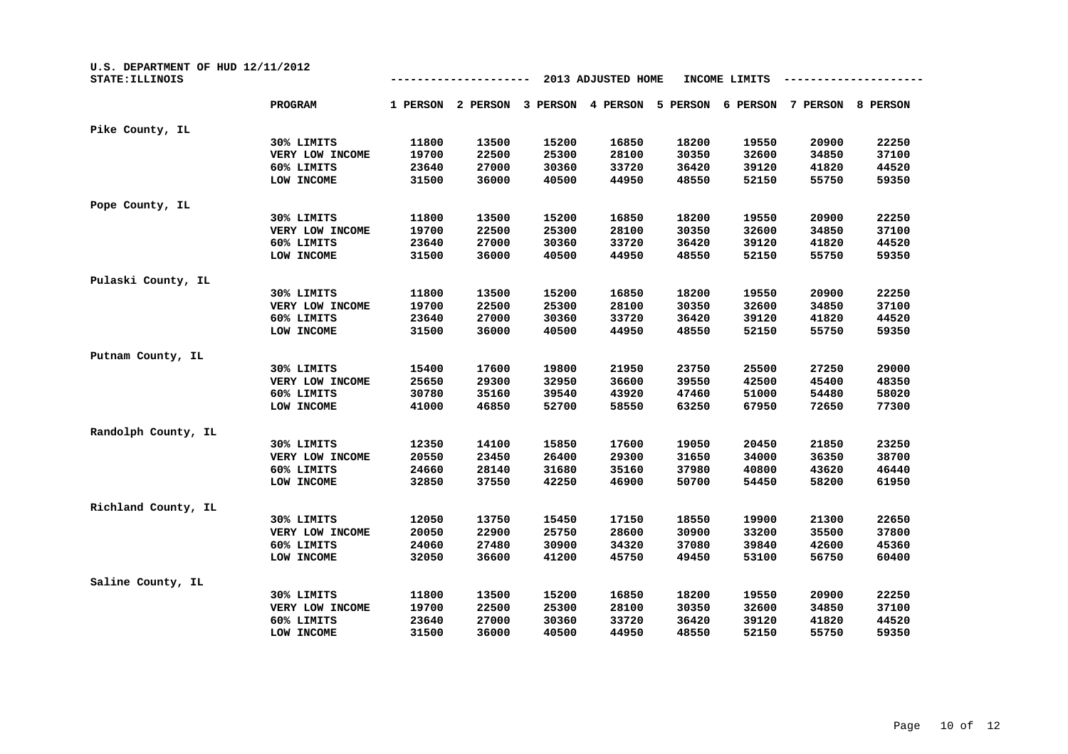U.S. DEPARTMENT OF HUD 12/11/2012
STATE:ILLINOIS

2013 ADJUSTED HOME INCOME LIMITS

| | PROGRAM | 1 PERSON | 2 PERSON | 3 PERSON | 4 PERSON | 5 PERSON | 6 PERSON | 7 PERSON | 8 PERSON |
|---|---|---|---|---|---|---|---|---|---|
| Pike County, IL | | | | | | | | | |
| | 30% LIMITS | 11800 | 13500 | 15200 | 16850 | 18200 | 19550 | 20900 | 22250 |
| | VERY LOW INCOME | 19700 | 22500 | 25300 | 28100 | 30350 | 32600 | 34850 | 37100 |
| | 60% LIMITS | 23640 | 27000 | 30360 | 33720 | 36420 | 39120 | 41820 | 44520 |
| | LOW INCOME | 31500 | 36000 | 40500 | 44950 | 48550 | 52150 | 55750 | 59350 |
| Pope County, IL | | | | | | | | | |
| | 30% LIMITS | 11800 | 13500 | 15200 | 16850 | 18200 | 19550 | 20900 | 22250 |
| | VERY LOW INCOME | 19700 | 22500 | 25300 | 28100 | 30350 | 32600 | 34850 | 37100 |
| | 60% LIMITS | 23640 | 27000 | 30360 | 33720 | 36420 | 39120 | 41820 | 44520 |
| | LOW INCOME | 31500 | 36000 | 40500 | 44950 | 48550 | 52150 | 55750 | 59350 |
| Pulaski County, IL | | | | | | | | | |
| | 30% LIMITS | 11800 | 13500 | 15200 | 16850 | 18200 | 19550 | 20900 | 22250 |
| | VERY LOW INCOME | 19700 | 22500 | 25300 | 28100 | 30350 | 32600 | 34850 | 37100 |
| | 60% LIMITS | 23640 | 27000 | 30360 | 33720 | 36420 | 39120 | 41820 | 44520 |
| | LOW INCOME | 31500 | 36000 | 40500 | 44950 | 48550 | 52150 | 55750 | 59350 |
| Putnam County, IL | | | | | | | | | |
| | 30% LIMITS | 15400 | 17600 | 19800 | 21950 | 23750 | 25500 | 27250 | 29000 |
| | VERY LOW INCOME | 25650 | 29300 | 32950 | 36600 | 39550 | 42500 | 45400 | 48350 |
| | 60% LIMITS | 30780 | 35160 | 39540 | 43920 | 47460 | 51000 | 54480 | 58020 |
| | LOW INCOME | 41000 | 46850 | 52700 | 58550 | 63250 | 67950 | 72650 | 77300 |
| Randolph County, IL | | | | | | | | | |
| | 30% LIMITS | 12350 | 14100 | 15850 | 17600 | 19050 | 20450 | 21850 | 23250 |
| | VERY LOW INCOME | 20550 | 23450 | 26400 | 29300 | 31650 | 34000 | 36350 | 38700 |
| | 60% LIMITS | 24660 | 28140 | 31680 | 35160 | 37980 | 40800 | 43620 | 46440 |
| | LOW INCOME | 32850 | 37550 | 42250 | 46900 | 50700 | 54450 | 58200 | 61950 |
| Richland County, IL | | | | | | | | | |
| | 30% LIMITS | 12050 | 13750 | 15450 | 17150 | 18550 | 19900 | 21300 | 22650 |
| | VERY LOW INCOME | 20050 | 22900 | 25750 | 28600 | 30900 | 33200 | 35500 | 37800 |
| | 60% LIMITS | 24060 | 27480 | 30900 | 34320 | 37080 | 39840 | 42600 | 45360 |
| | LOW INCOME | 32050 | 36600 | 41200 | 45750 | 49450 | 53100 | 56750 | 60400 |
| Saline County, IL | | | | | | | | | |
| | 30% LIMITS | 11800 | 13500 | 15200 | 16850 | 18200 | 19550 | 20900 | 22250 |
| | VERY LOW INCOME | 19700 | 22500 | 25300 | 28100 | 30350 | 32600 | 34850 | 37100 |
| | 60% LIMITS | 23640 | 27000 | 30360 | 33720 | 36420 | 39120 | 41820 | 44520 |
| | LOW INCOME | 31500 | 36000 | 40500 | 44950 | 48550 | 52150 | 55750 | 59350 |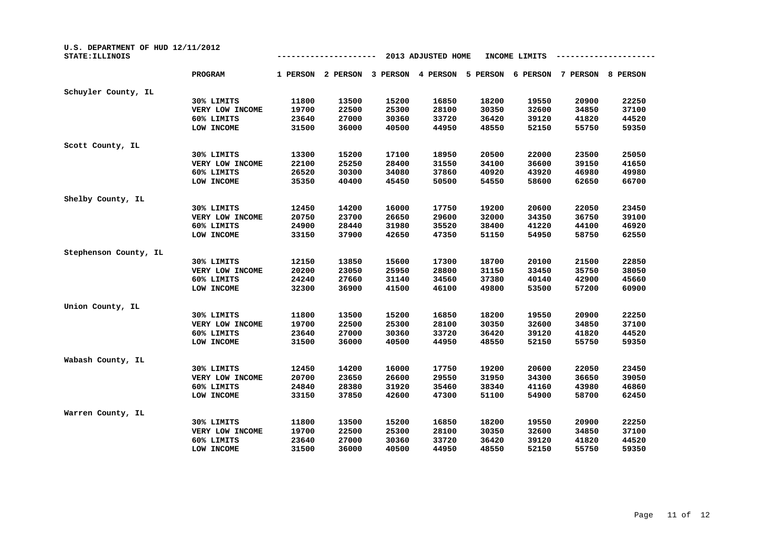U.S. DEPARTMENT OF HUD 12/11/2012
STATE:ILLINOIS

2013 ADJUSTED HOME INCOME LIMITS

| | PROGRAM | 1 PERSON | 2 PERSON | 3 PERSON | 4 PERSON | 5 PERSON | 6 PERSON | 7 PERSON | 8 PERSON |
|---|---|---|---|---|---|---|---|---|---|
| Schuyler County, IL | | | | | | | | | |
| | 30% LIMITS | 11800 | 13500 | 15200 | 16850 | 18200 | 19550 | 20900 | 22250 |
| | VERY LOW INCOME | 19700 | 22500 | 25300 | 28100 | 30350 | 32600 | 34850 | 37100 |
| | 60% LIMITS | 23640 | 27000 | 30360 | 33720 | 36420 | 39120 | 41820 | 44520 |
| | LOW INCOME | 31500 | 36000 | 40500 | 44950 | 48550 | 52150 | 55750 | 59350 |
| Scott County, IL | | | | | | | | | |
| | 30% LIMITS | 13300 | 15200 | 17100 | 18950 | 20500 | 22000 | 23500 | 25050 |
| | VERY LOW INCOME | 22100 | 25250 | 28400 | 31550 | 34100 | 36600 | 39150 | 41650 |
| | 60% LIMITS | 26520 | 30300 | 34080 | 37860 | 40920 | 43920 | 46980 | 49980 |
| | LOW INCOME | 35350 | 40400 | 45450 | 50500 | 54550 | 58600 | 62650 | 66700 |
| Shelby County, IL | | | | | | | | | |
| | 30% LIMITS | 12450 | 14200 | 16000 | 17750 | 19200 | 20600 | 22050 | 23450 |
| | VERY LOW INCOME | 20750 | 23700 | 26650 | 29600 | 32000 | 34350 | 36750 | 39100 |
| | 60% LIMITS | 24900 | 28440 | 31980 | 35520 | 38400 | 41220 | 44100 | 46920 |
| | LOW INCOME | 33150 | 37900 | 42650 | 47350 | 51150 | 54950 | 58750 | 62550 |
| Stephenson County, IL | | | | | | | | | |
| | 30% LIMITS | 12150 | 13850 | 15600 | 17300 | 18700 | 20100 | 21500 | 22850 |
| | VERY LOW INCOME | 20200 | 23050 | 25950 | 28800 | 31150 | 33450 | 35750 | 38050 |
| | 60% LIMITS | 24240 | 27660 | 31140 | 34560 | 37380 | 40140 | 42900 | 45660 |
| | LOW INCOME | 32300 | 36900 | 41500 | 46100 | 49800 | 53500 | 57200 | 60900 |
| Union County, IL | | | | | | | | | |
| | 30% LIMITS | 11800 | 13500 | 15200 | 16850 | 18200 | 19550 | 20900 | 22250 |
| | VERY LOW INCOME | 19700 | 22500 | 25300 | 28100 | 30350 | 32600 | 34850 | 37100 |
| | 60% LIMITS | 23640 | 27000 | 30360 | 33720 | 36420 | 39120 | 41820 | 44520 |
| | LOW INCOME | 31500 | 36000 | 40500 | 44950 | 48550 | 52150 | 55750 | 59350 |
| Wabash County, IL | | | | | | | | | |
| | 30% LIMITS | 12450 | 14200 | 16000 | 17750 | 19200 | 20600 | 22050 | 23450 |
| | VERY LOW INCOME | 20700 | 23650 | 26600 | 29550 | 31950 | 34300 | 36650 | 39050 |
| | 60% LIMITS | 24840 | 28380 | 31920 | 35460 | 38340 | 41160 | 43980 | 46860 |
| | LOW INCOME | 33150 | 37850 | 42600 | 47300 | 51100 | 54900 | 58700 | 62450 |
| Warren County, IL | | | | | | | | | |
| | 30% LIMITS | 11800 | 13500 | 15200 | 16850 | 18200 | 19550 | 20900 | 22250 |
| | VERY LOW INCOME | 19700 | 22500 | 25300 | 28100 | 30350 | 32600 | 34850 | 37100 |
| | 60% LIMITS | 23640 | 27000 | 30360 | 33720 | 36420 | 39120 | 41820 | 44520 |
| | LOW INCOME | 31500 | 36000 | 40500 | 44950 | 48550 | 52150 | 55750 | 59350 |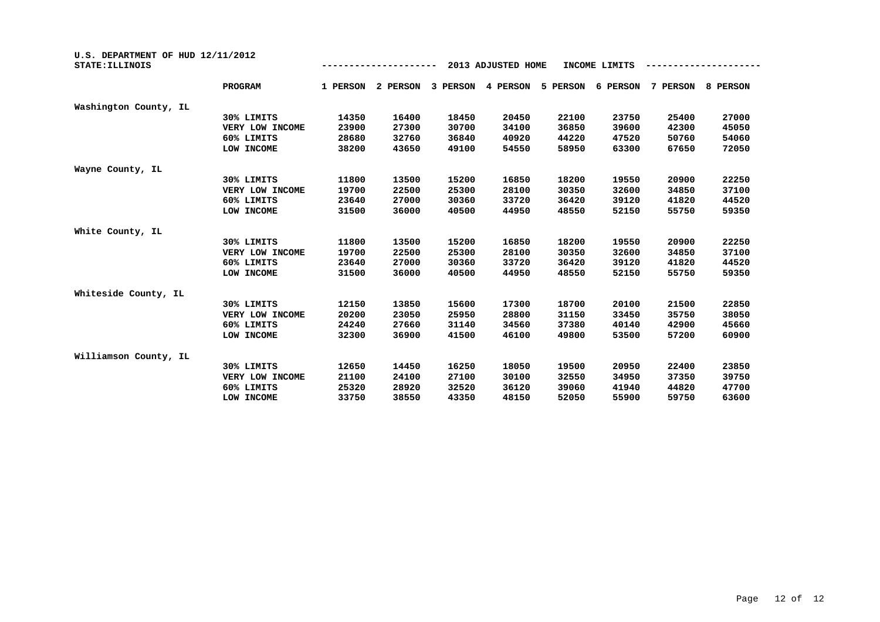U.S. DEPARTMENT OF HUD 12/11/2012
STATE:ILLINOIS

2013 ADJUSTED HOME INCOME LIMITS

| | PROGRAM | 1 PERSON | 2 PERSON | 3 PERSON | 4 PERSON | 5 PERSON | 6 PERSON | 7 PERSON | 8 PERSON |
|---|---|---|---|---|---|---|---|---|---|
| Washington County, IL | | | | | | | | | |
| | 30% LIMITS | 14350 | 16400 | 18450 | 20450 | 22100 | 23750 | 25400 | 27000 |
| | VERY LOW INCOME | 23900 | 27300 | 30700 | 34100 | 36850 | 39600 | 42300 | 45050 |
| | 60% LIMITS | 28680 | 32760 | 36840 | 40920 | 44220 | 47520 | 50760 | 54060 |
| | LOW INCOME | 38200 | 43650 | 49100 | 54550 | 58950 | 63300 | 67650 | 72050 |
| Wayne County, IL | | | | | | | | | |
| | 30% LIMITS | 11800 | 13500 | 15200 | 16850 | 18200 | 19550 | 20900 | 22250 |
| | VERY LOW INCOME | 19700 | 22500 | 25300 | 28100 | 30350 | 32600 | 34850 | 37100 |
| | 60% LIMITS | 23640 | 27000 | 30360 | 33720 | 36420 | 39120 | 41820 | 44520 |
| | LOW INCOME | 31500 | 36000 | 40500 | 44950 | 48550 | 52150 | 55750 | 59350 |
| White County, IL | | | | | | | | | |
| | 30% LIMITS | 11800 | 13500 | 15200 | 16850 | 18200 | 19550 | 20900 | 22250 |
| | VERY LOW INCOME | 19700 | 22500 | 25300 | 28100 | 30350 | 32600 | 34850 | 37100 |
| | 60% LIMITS | 23640 | 27000 | 30360 | 33720 | 36420 | 39120 | 41820 | 44520 |
| | LOW INCOME | 31500 | 36000 | 40500 | 44950 | 48550 | 52150 | 55750 | 59350 |
| Whiteside County, IL | | | | | | | | | |
| | 30% LIMITS | 12150 | 13850 | 15600 | 17300 | 18700 | 20100 | 21500 | 22850 |
| | VERY LOW INCOME | 20200 | 23050 | 25950 | 28800 | 31150 | 33450 | 35750 | 38050 |
| | 60% LIMITS | 24240 | 27660 | 31140 | 34560 | 37380 | 40140 | 42900 | 45660 |
| | LOW INCOME | 32300 | 36900 | 41500 | 46100 | 49800 | 53500 | 57200 | 60900 |
| Williamson County, IL | | | | | | | | | |
| | 30% LIMITS | 12650 | 14450 | 16250 | 18050 | 19500 | 20950 | 22400 | 23850 |
| | VERY LOW INCOME | 21100 | 24100 | 27100 | 30100 | 32550 | 34950 | 37350 | 39750 |
| | 60% LIMITS | 25320 | 28920 | 32520 | 36120 | 39060 | 41940 | 44820 | 47700 |
| | LOW INCOME | 33750 | 38550 | 43350 | 48150 | 52050 | 55900 | 59750 | 63600 |